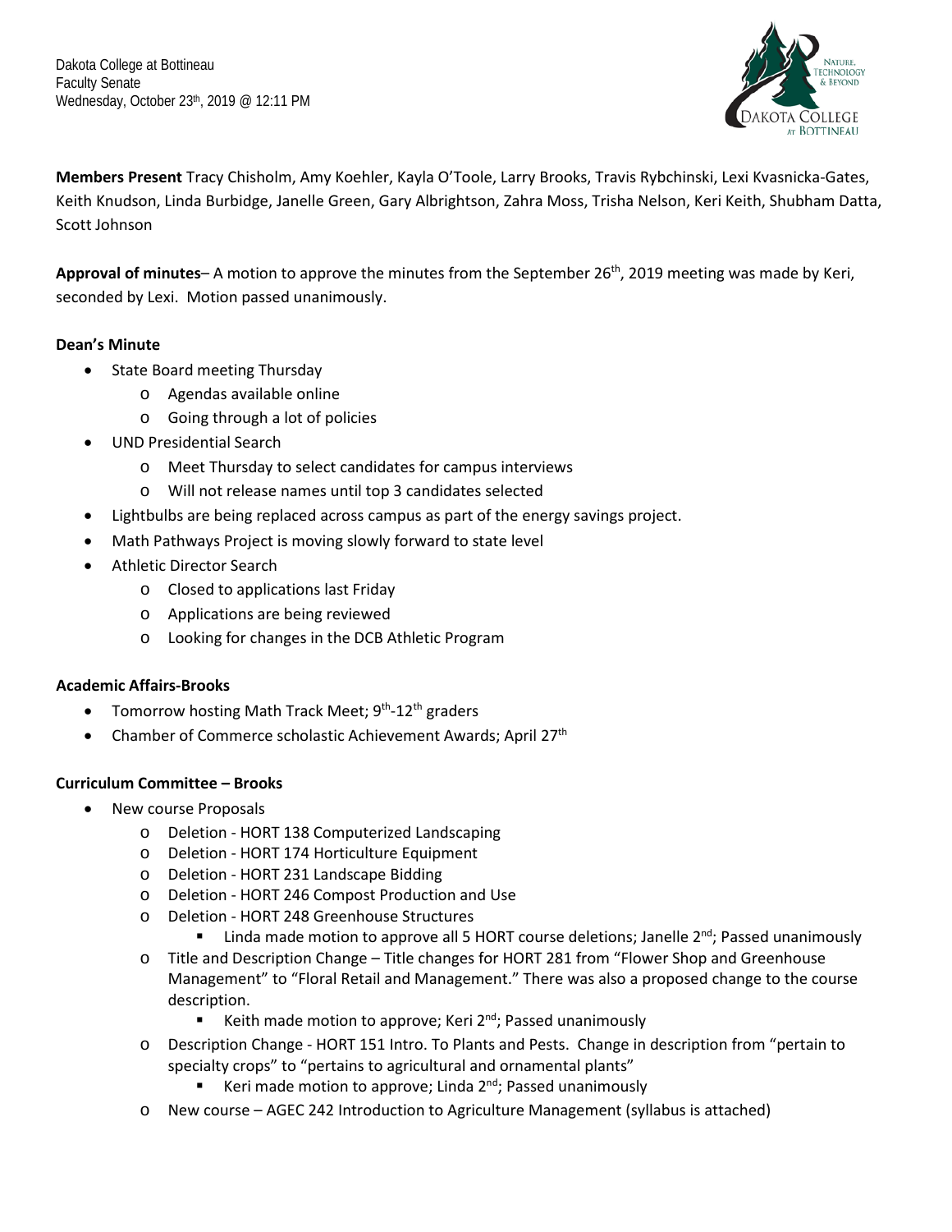Dakota College at Bottineau
Faculty Senate
Wednesday, October 23th, 2019 @ 12:11 PM

**Members Present** Tracy Chisholm, Amy Koehler, Kayla O'Toole, Larry Brooks, Travis Rybchinski, Lexi Kvasnicka-Gates, Keith Knudson, Linda Burbidge, Janelle Green, Gary Albrightson, Zahra Moss, Trisha Nelson, Keri Keith, Shubham Datta, Scott Johnson

**Approval of minutes**– A motion to approve the minutes from the September 26th, 2019 meeting was made by Keri, seconded by Lexi. Motion passed unanimously.

**Dean's Minute**

- State Board meeting Thursday
  - Agendas available online
  - Going through a lot of policies
- UND Presidential Search
  - Meet Thursday to select candidates for campus interviews
  - Will not release names until top 3 candidates selected
- Lightbulbs are being replaced across campus as part of the energy savings project.
- Math Pathways Project is moving slowly forward to state level
- Athletic Director Search
  - Closed to applications last Friday
  - Applications are being reviewed
  - Looking for changes in the DCB Athletic Program

**Academic Affairs-Brooks**

- Tomorrow hosting Math Track Meet; 9th-12th graders
- Chamber of Commerce scholastic Achievement Awards; April 27th

**Curriculum Committee – Brooks**

- New course Proposals
  - Deletion - HORT 138 Computerized Landscaping
  - Deletion - HORT 174 Horticulture Equipment
  - Deletion - HORT 231 Landscape Bidding
  - Deletion - HORT 246 Compost Production and Use
  - Deletion - HORT 248 Greenhouse Structures
    - Linda made motion to approve all 5 HORT course deletions; Janelle 2nd; Passed unanimously
  - Title and Description Change – Title changes for HORT 281 from "Flower Shop and Greenhouse Management" to "Floral Retail and Management." There was also a proposed change to the course description.
    - Keith made motion to approve; Keri 2nd; Passed unanimously
  - Description Change - HORT 151 Intro. To Plants and Pests. Change in description from "pertain to specialty crops" to "pertains to agricultural and ornamental plants"
    - Keri made motion to approve; Linda 2nd; Passed unanimously
  - New course – AGEC 242 Introduction to Agriculture Management (syllabus is attached)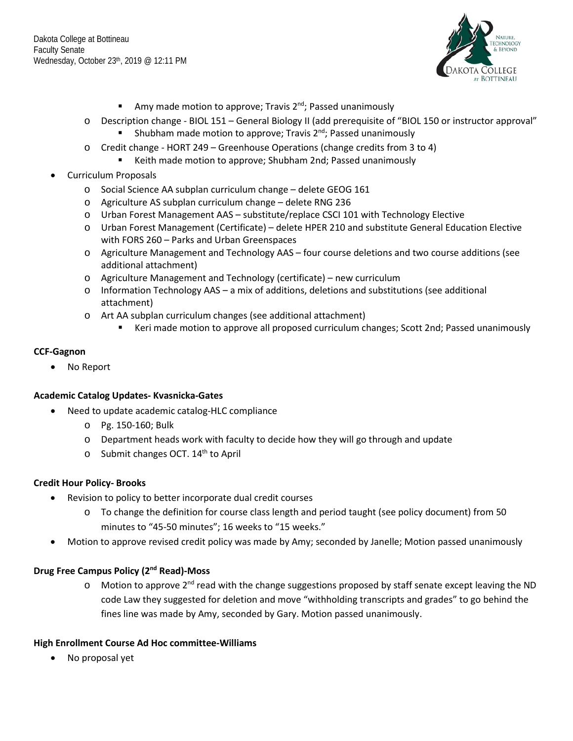- Amy made motion to approve; Travis 2nd; Passed unanimously
  - Description change - BIOL 151 – General Biology II (add prerequisite of "BIOL 150 or instructor approval"
    - Shubham made motion to approve; Travis 2nd; Passed unanimously
  - Credit change - HORT 249 – Greenhouse Operations (change credits from 3 to 4)
    - Keith made motion to approve; Shubham 2nd; Passed unanimously
- Curriculum Proposals
  - Social Science AA subplan curriculum change – delete GEOG 161
  - Agriculture AS subplan curriculum change – delete RNG 236
  - Urban Forest Management AAS – substitute/replace CSCI 101 with Technology Elective
  - Urban Forest Management (Certificate) – delete HPER 210 and substitute General Education Elective with FORS 260 – Parks and Urban Greenspaces
  - Agriculture Management and Technology AAS – four course deletions and two course additions (see additional attachment)
  - Agriculture Management and Technology (certificate) – new curriculum
  - Information Technology AAS – a mix of additions, deletions and substitutions (see additional attachment)
  - Art AA subplan curriculum changes (see additional attachment)
    - Keri made motion to approve all proposed curriculum changes; Scott 2nd; Passed unanimously

**CCF-Gagnon**

- No Report

**Academic Catalog Updates- Kvasnicka-Gates**

- Need to update academic catalog-HLC compliance
  - Pg. 150-160; Bulk
  - Department heads work with faculty to decide how they will go through and update
  - Submit changes OCT. 14th to April

**Credit Hour Policy- Brooks**

- Revision to policy to better incorporate dual credit courses
  - To change the definition for course class length and period taught (see policy document) from 50 minutes to "45-50 minutes"; 16 weeks to "15 weeks."
- Motion to approve revised credit policy was made by Amy; seconded by Janelle; Motion passed unanimously

**Drug Free Campus Policy (2nd Read)-Moss**

- Motion to approve 2nd read with the change suggestions proposed by staff senate except leaving the ND code Law they suggested for deletion and move "withholding transcripts and grades" to go behind the fines line was made by Amy, seconded by Gary. Motion passed unanimously.

**High Enrollment Course Ad Hoc committee-Williams**

- No proposal yet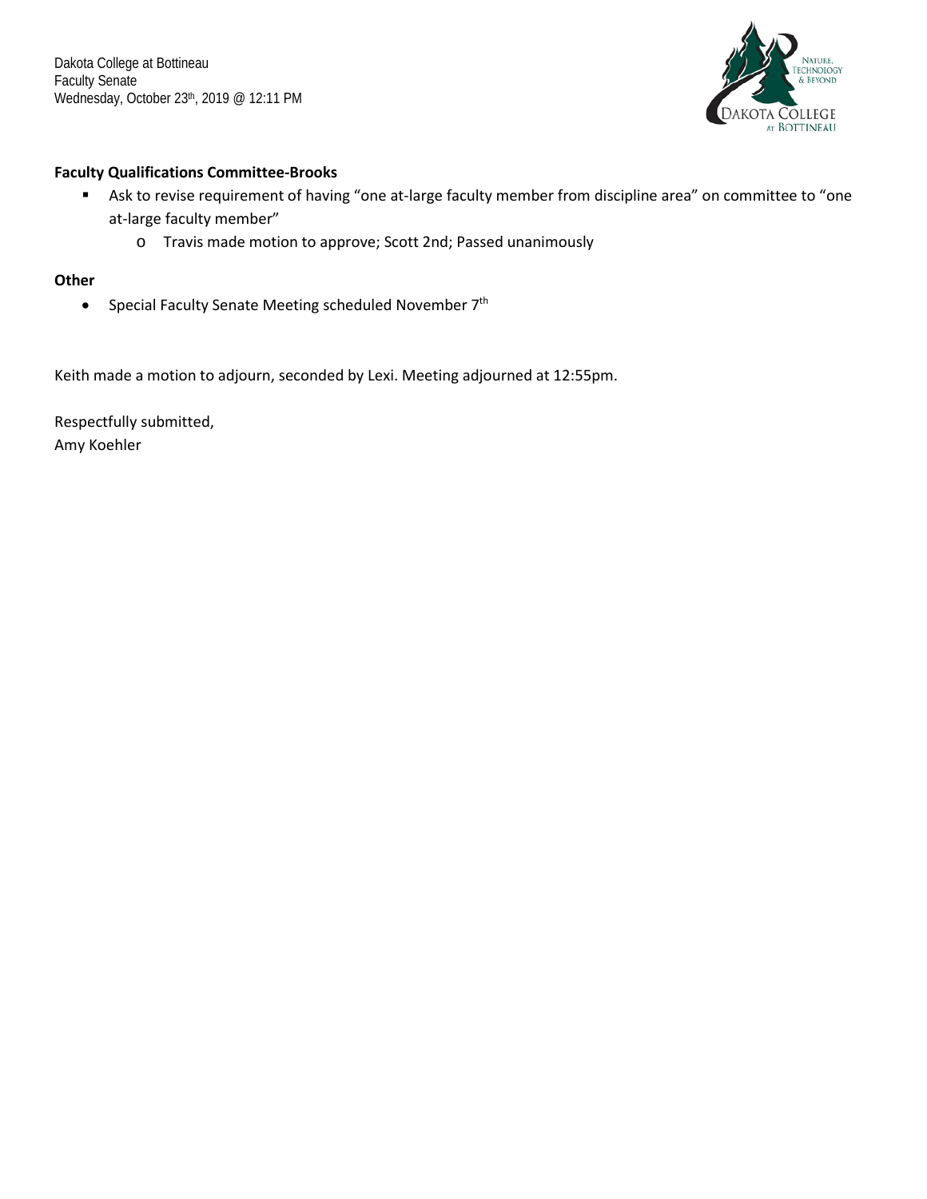Dakota College at Bottineau
Faculty Senate
Wednesday, October 23rd, 2019 @ 12:11 PM

**Faculty Qualifications Committee-Brooks**

- Ask to revise requirement of having "one at-large faculty member from discipline area" on committee to "one at-large faculty member"
  - Travis made motion to approve; Scott 2nd; Passed unanimously

**Other**

- Special Faculty Senate Meeting scheduled November 7th

Keith made a motion to adjourn, seconded by Lexi. Meeting adjourned at 12:55pm.

Respectfully submitted,
Amy Koehler